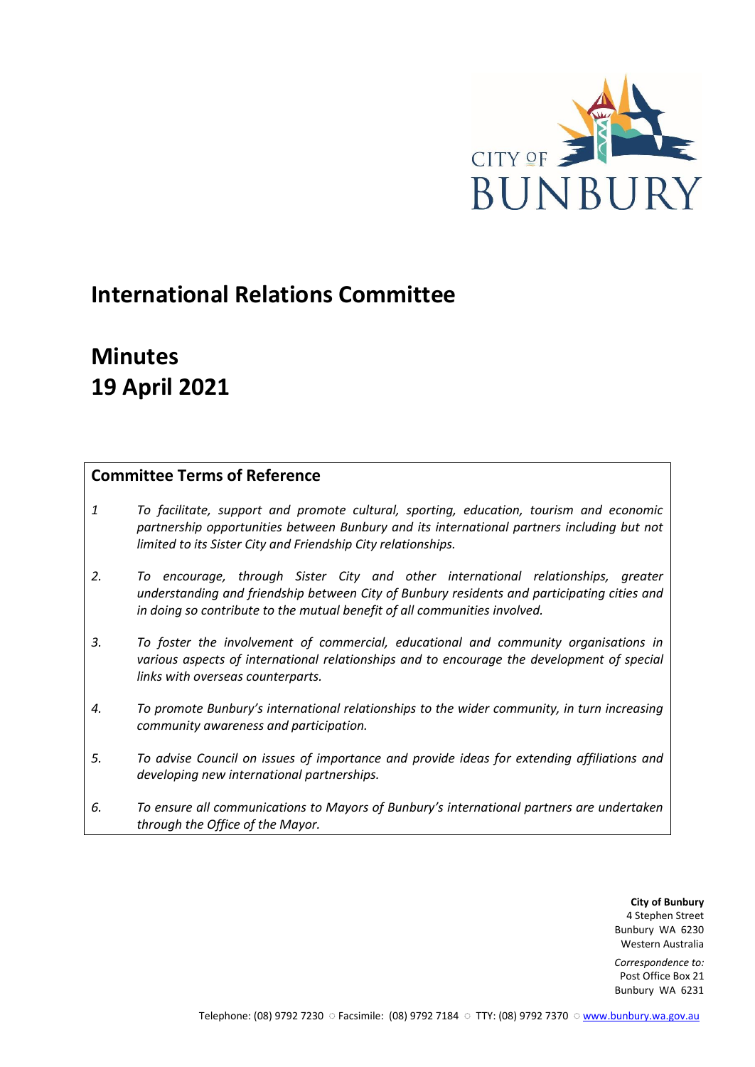CITY OF BUNBURY

# International Relations Committee

# Minutes
# 19 April 2021

## Committee Terms of Reference

*1 To facilitate, support and promote cultural, sporting, education, tourism and economic partnership opportunities between Bunbury and its international partners including but not limited to its Sister City and Friendship City relationships.*

*2. To encourage, through Sister City and other international relationships, greater understanding and friendship between City of Bunbury residents and participating cities and in doing so contribute to the mutual benefit of all communities involved.*

*3. To foster the involvement of commercial, educational and community organisations in various aspects of international relationships and to encourage the development of special links with overseas counterparts.*

*4. To promote Bunbury's international relationships to the wider community, in turn increasing community awareness and participation.*

*5. To advise Council on issues of importance and provide ideas for extending affiliations and developing new international partnerships.*

*6. To ensure all communications to Mayors of Bunbury's international partners are undertaken through the Office of the Mayor.*

**City of Bunbury**
4 Stephen Street
Bunbury WA 6230
Western Australia

*Correspondence to:*
Post Office Box 21
Bunbury WA 6231

Telephone: (08) 9792 7230 ○ Facsimile: (08) 9792 7184 ○ TTY: (08) 9792 7370 ○ www.bunbury.wa.gov.au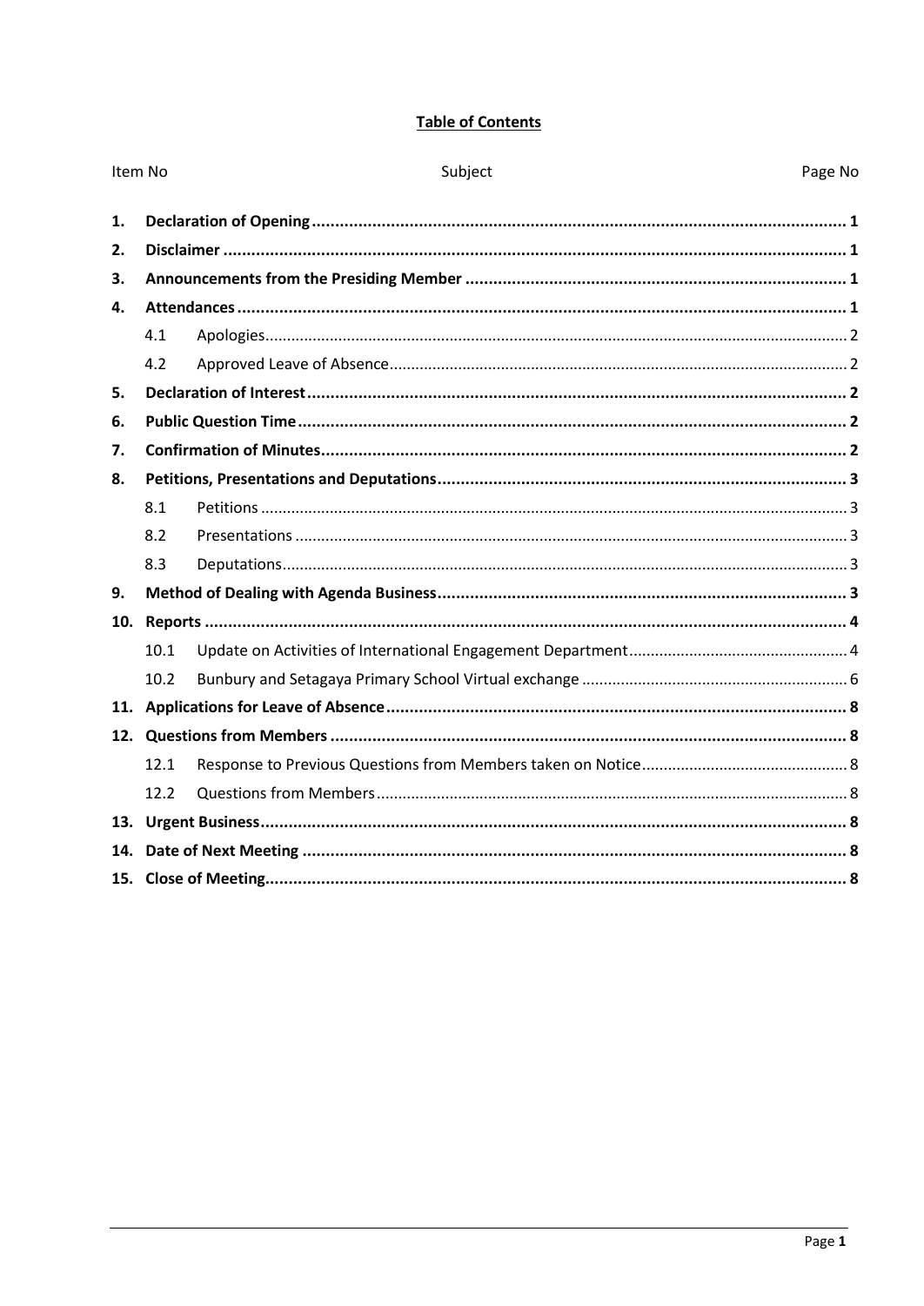**Table of Contents**

| Item No | | Subject | Page No |
|---|---|---|---|
| **1.** | | **Declaration of Opening** | **1** |
| **2.** | | **Disclaimer** | **1** |
| **3.** | | **Announcements from the Presiding Member** | **1** |
| **4.** | | **Attendances** | **1** |
| | 4.1 | Apologies | 2 |
| | 4.2 | Approved Leave of Absence | 2 |
| **5.** | | **Declaration of Interest** | **2** |
| **6.** | | **Public Question Time** | **2** |
| **7.** | | **Confirmation of Minutes** | **2** |
| **8.** | | **Petitions, Presentations and Deputations** | **3** |
| | 8.1 | Petitions | 3 |
| | 8.2 | Presentations | 3 |
| | 8.3 | Deputations | 3 |
| **9.** | | **Method of Dealing with Agenda Business** | **3** |
| **10.** | | **Reports** | **4** |
| | 10.1 | Update on Activities of International Engagement Department | 4 |
| | 10.2 | Bunbury and Setagaya Primary School Virtual exchange | 6 |
| **11.** | | **Applications for Leave of Absence** | **8** |
| **12.** | | **Questions from Members** | **8** |
| | 12.1 | Response to Previous Questions from Members taken on Notice | 8 |
| | 12.2 | Questions from Members | 8 |
| **13.** | | **Urgent Business** | **8** |
| **14.** | | **Date of Next Meeting** | **8** |
| **15.** | | **Close of Meeting** | **8** |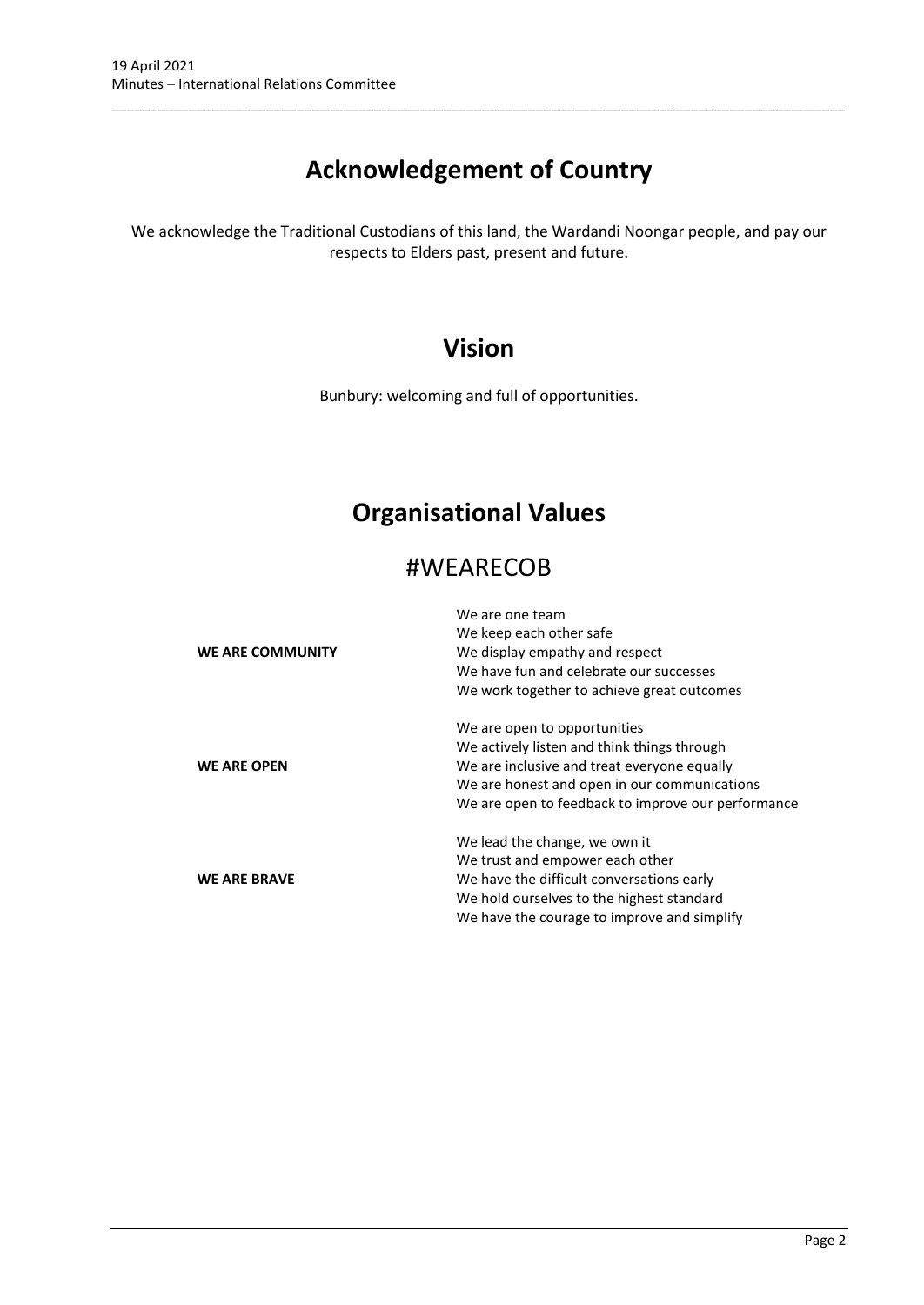# Acknowledgement of Country

We acknowledge the Traditional Custodians of this land, the Wardandi Noongar people, and pay our respects to Elders past, present and future.

# Vision

Bunbury: welcoming and full of opportunities.

# Organisational Values

## #WEARECOB

| | |
|---|---|
| **WE ARE COMMUNITY** | We are one team<br>We keep each other safe<br>We display empathy and respect<br>We have fun and celebrate our successes<br>We work together to achieve great outcomes |
| **WE ARE OPEN** | We are open to opportunities<br>We actively listen and think things through<br>We are inclusive and treat everyone equally<br>We are honest and open in our communications<br>We are open to feedback to improve our performance |
| **WE ARE BRAVE** | We lead the change, we own it<br>We trust and empower each other<br>We have the difficult conversations early<br>We hold ourselves to the highest standard<br>We have the courage to improve and simplify |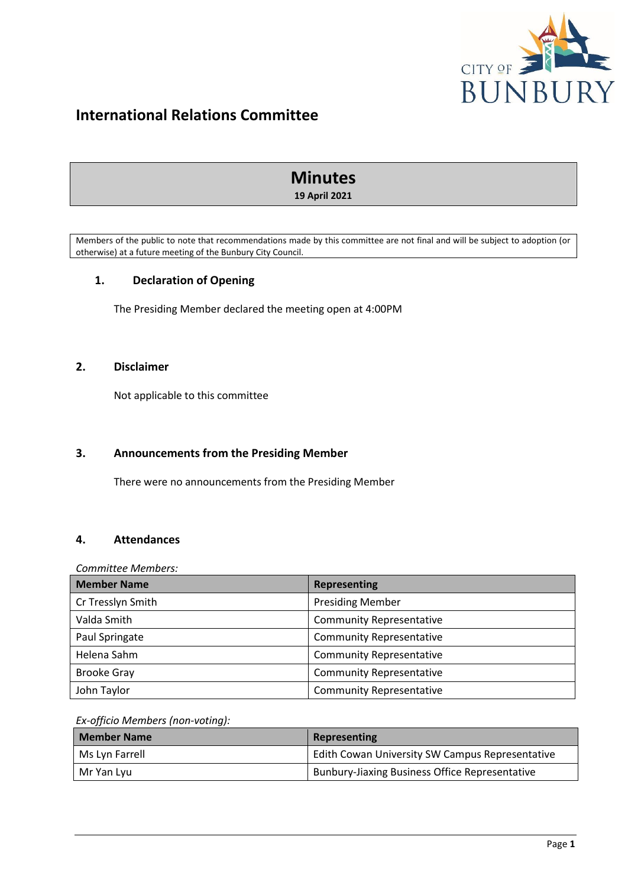# International Relations Committee

## Minutes

**19 April 2021**

Members of the public to note that recommendations made by this committee are not final and will be subject to adoption (or otherwise) at a future meeting of the Bunbury City Council.

## 1. Declaration of Opening

The Presiding Member declared the meeting open at 4:00PM

## 2. Disclaimer

Not applicable to this committee

## 3. Announcements from the Presiding Member

There were no announcements from the Presiding Member

## 4. Attendances

*Committee Members:*

| Member Name | Representing |
|---|---|
| Cr Tresslyn Smith | Presiding Member |
| Valda Smith | Community Representative |
| Paul Springate | Community Representative |
| Helena Sahm | Community Representative |
| Brooke Gray | Community Representative |
| John Taylor | Community Representative |

*Ex-officio Members (non-voting):*

| Member Name | Representing |
|---|---|
| Ms Lyn Farrell | Edith Cowan University SW Campus Representative |
| Mr Yan Lyu | Bunbury-Jiaxing Business Office Representative |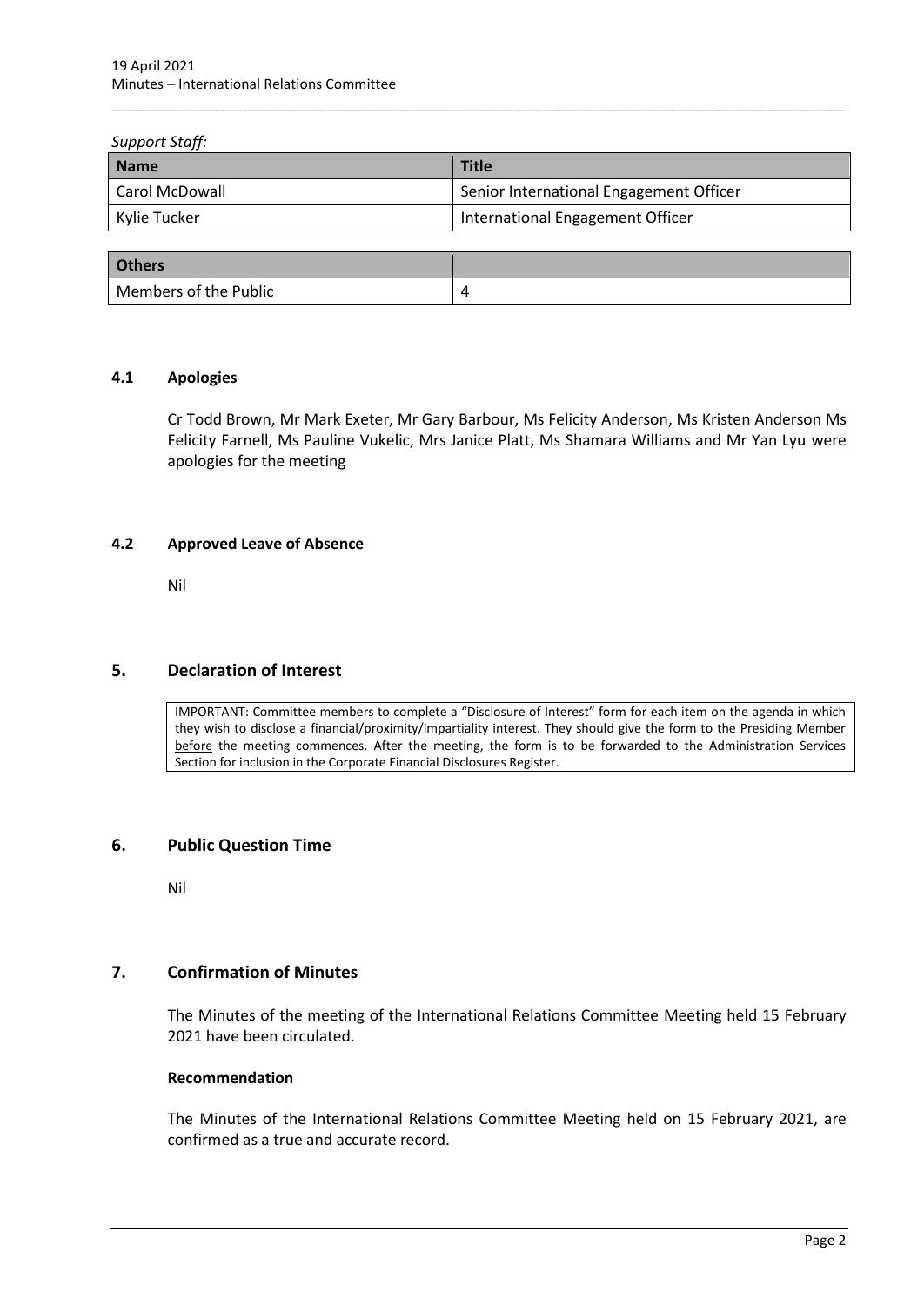*Support Staff:*

| Name | Title |
|---|---|
| Carol McDowall | Senior International Engagement Officer |
| Kylie Tucker | International Engagement Officer |

| Others | |
|---|---|
| Members of the Public | 4 |

### 4.1 Apologies

Cr Todd Brown, Mr Mark Exeter, Mr Gary Barbour, Ms Felicity Anderson, Ms Kristen Anderson Ms Felicity Farnell, Ms Pauline Vukelic, Mrs Janice Platt, Ms Shamara Williams and Mr Yan Lyu were apologies for the meeting

### 4.2 Approved Leave of Absence

Nil

## 5. Declaration of Interest

IMPORTANT: Committee members to complete a "Disclosure of Interest" form for each item on the agenda in which they wish to disclose a financial/proximity/impartiality interest. They should give the form to the Presiding Member before the meeting commences. After the meeting, the form is to be forwarded to the Administration Services Section for inclusion in the Corporate Financial Disclosures Register.

## 6. Public Question Time

Nil

## 7. Confirmation of Minutes

The Minutes of the meeting of the International Relations Committee Meeting held 15 February 2021 have been circulated.

**Recommendation**

The Minutes of the International Relations Committee Meeting held on 15 February 2021, are confirmed as a true and accurate record.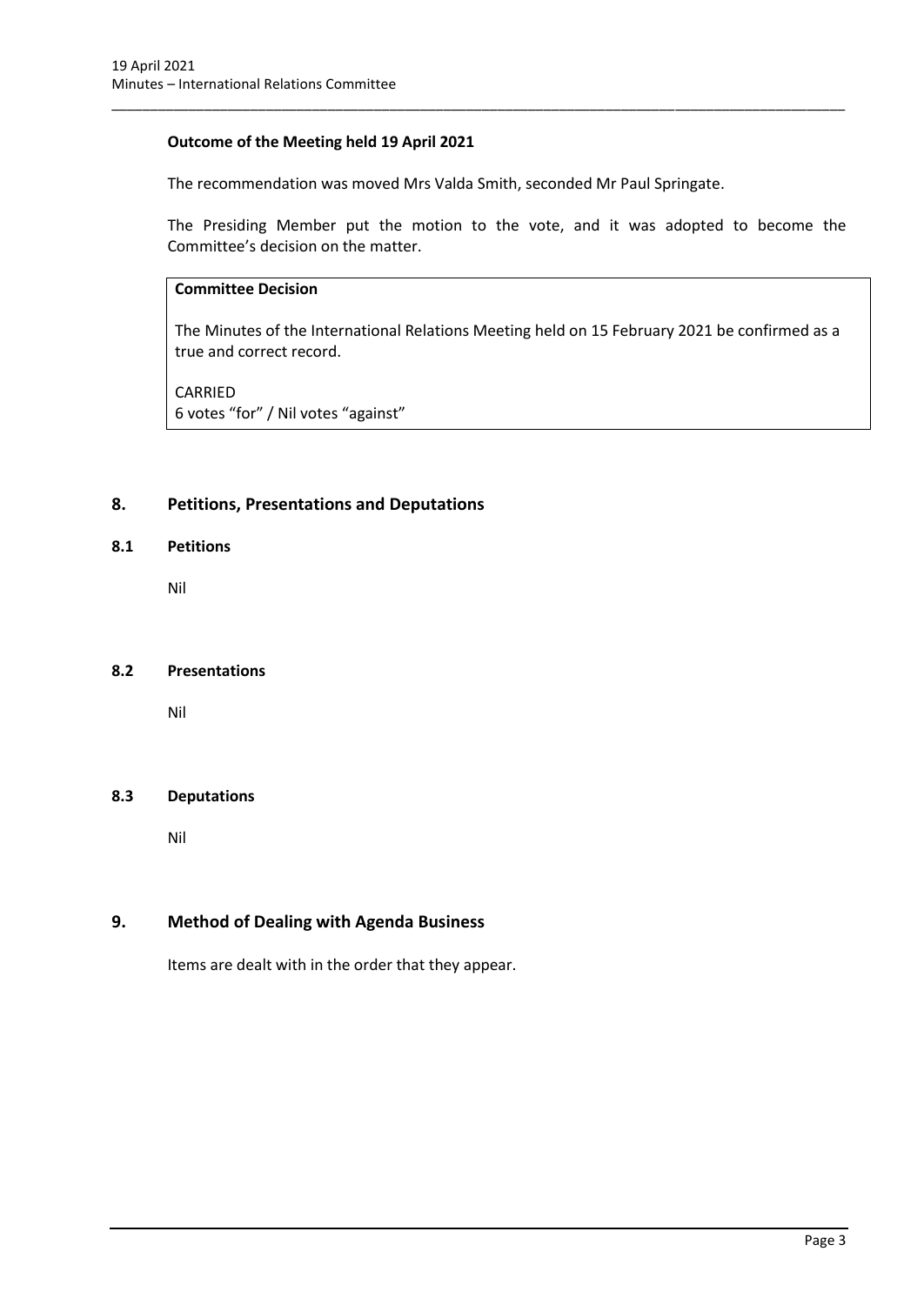**Outcome of the Meeting held 19 April 2021**

The recommendation was moved Mrs Valda Smith, seconded Mr Paul Springate.

The Presiding Member put the motion to the vote, and it was adopted to become the Committee's decision on the matter.

> **Committee Decision**
>
> The Minutes of the International Relations Meeting held on 15 February 2021 be confirmed as a true and correct record.
>
> CARRIED
> 6 votes "for" / Nil votes "against"

## 8. Petitions, Presentations and Deputations

### 8.1 Petitions

Nil

### 8.2 Presentations

Nil

### 8.3 Deputations

Nil

## 9. Method of Dealing with Agenda Business

Items are dealt with in the order that they appear.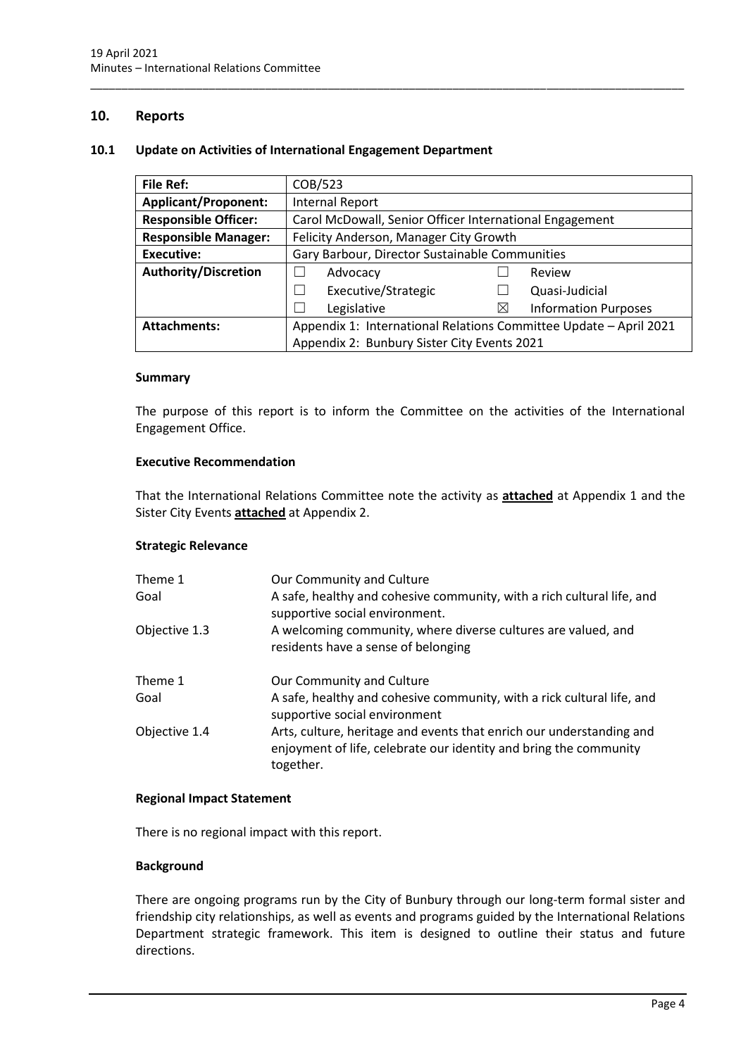## 10. Reports

### 10.1 Update on Activities of International Engagement Department

| File Ref: | COB/523 | | |
|---|---|---|---|
| **Applicant/Proponent:** | Internal Report | | |
| **Responsible Officer:** | Carol McDowall, Senior Officer International Engagement | | |
| **Responsible Manager:** | Felicity Anderson, Manager City Growth | | |
| **Executive:** | Gary Barbour, Director Sustainable Communities | | |
| **Authority/Discretion** | ☐ Advocacy | ☐ Review | |
| | ☐ Executive/Strategic | ☐ Quasi-Judicial | |
| | ☐ Legislative | ☒ Information Purposes | |
| **Attachments:** | Appendix 1: International Relations Committee Update – April 2021<br>Appendix 2: Bunbury Sister City Events 2021 | | |

#### Summary

The purpose of this report is to inform the Committee on the activities of the International Engagement Office.

#### Executive Recommendation

That the International Relations Committee note the activity as **attached** at Appendix 1 and the Sister City Events **attached** at Appendix 2.

#### Strategic Relevance

| | |
|---|---|
| Theme 1 | Our Community and Culture |
| Goal | A safe, healthy and cohesive community, with a rich cultural life, and supportive social environment. |
| Objective 1.3 | A welcoming community, where diverse cultures are valued, and residents have a sense of belonging |
| Theme 1 | Our Community and Culture |
| Goal | A safe, healthy and cohesive community, with a rick cultural life, and supportive social environment |
| Objective 1.4 | Arts, culture, heritage and events that enrich our understanding and enjoyment of life, celebrate our identity and bring the community together. |

#### Regional Impact Statement

There is no regional impact with this report.

#### Background

There are ongoing programs run by the City of Bunbury through our long-term formal sister and friendship city relationships, as well as events and programs guided by the International Relations Department strategic framework. This item is designed to outline their status and future directions.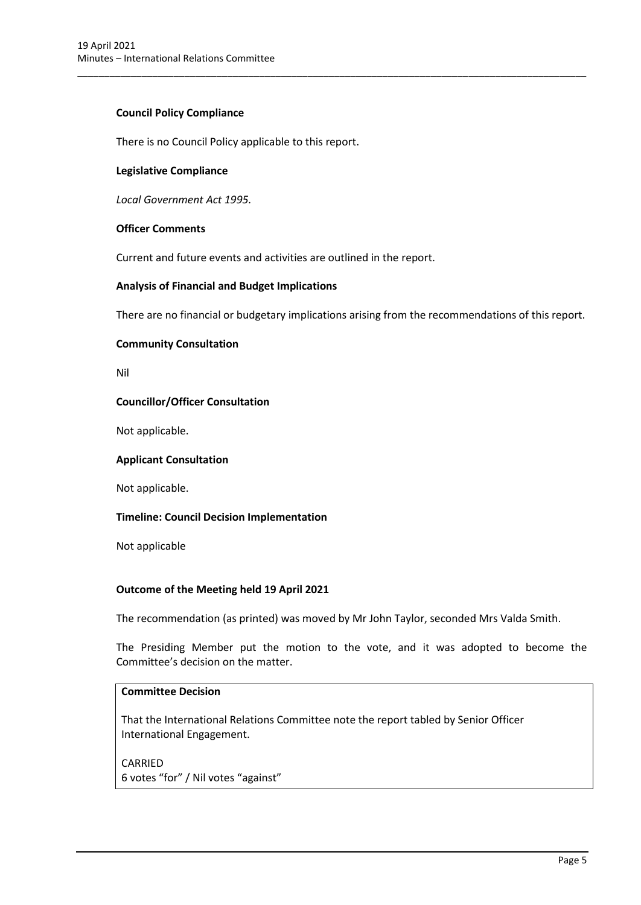**Council Policy Compliance**

There is no Council Policy applicable to this report.

**Legislative Compliance**

*Local Government Act 1995.*

**Officer Comments**

Current and future events and activities are outlined in the report.

**Analysis of Financial and Budget Implications**

There are no financial or budgetary implications arising from the recommendations of this report.

**Community Consultation**

Nil

**Councillor/Officer Consultation**

Not applicable.

**Applicant Consultation**

Not applicable.

**Timeline: Council Decision Implementation**

Not applicable

**Outcome of the Meeting held 19 April 2021**

The recommendation (as printed) was moved by Mr John Taylor, seconded Mrs Valda Smith.

The Presiding Member put the motion to the vote, and it was adopted to become the Committee's decision on the matter.

**Committee Decision**

That the International Relations Committee note the report tabled by Senior Officer International Engagement.

CARRIED
6 votes "for" / Nil votes "against"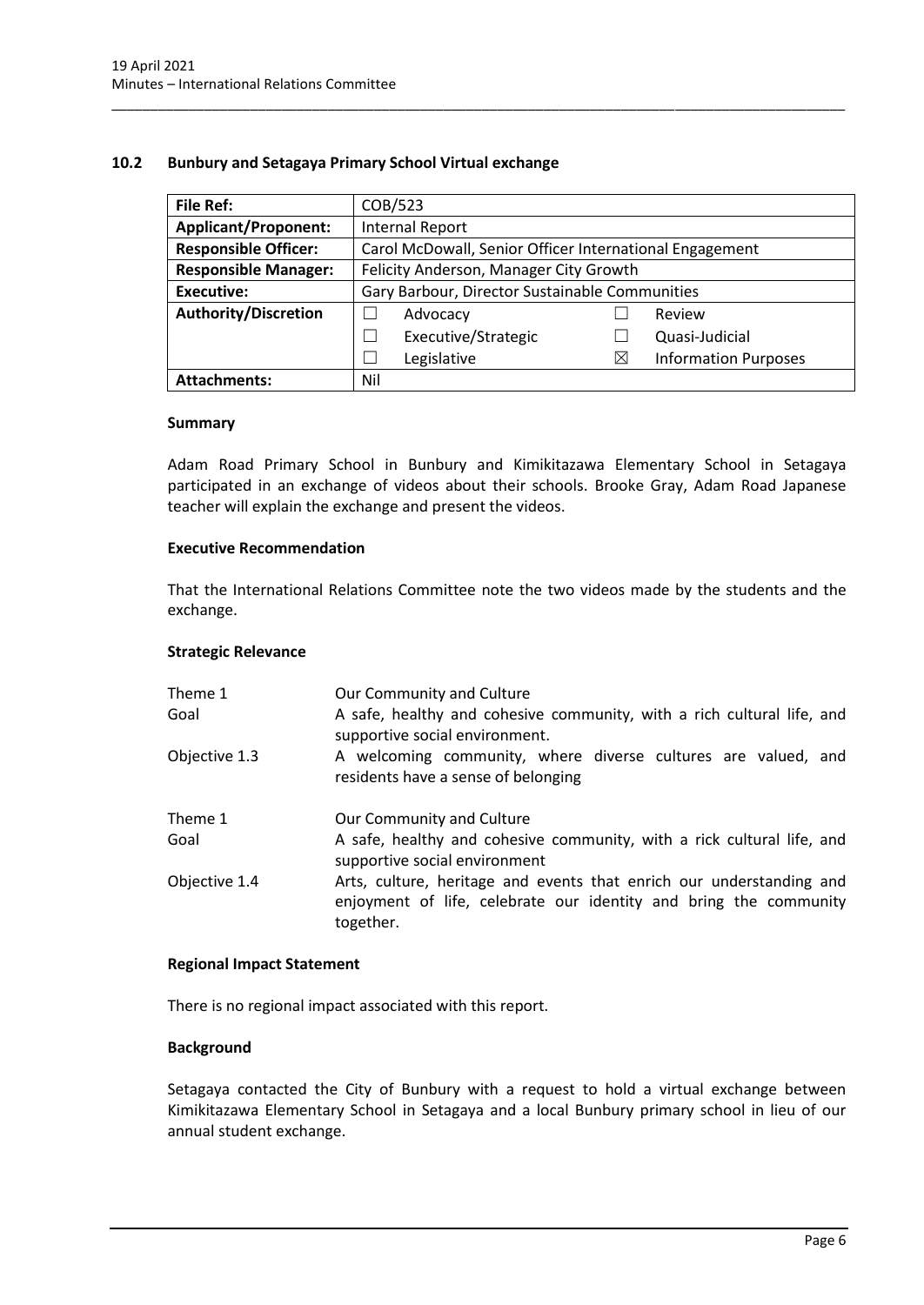## 10.2 Bunbury and Setagaya Primary School Virtual exchange

| File Ref: | COB/523 | | | |
|---|---|---|---|---|
| **Applicant/Proponent:** | Internal Report | | | |
| **Responsible Officer:** | Carol McDowall, Senior Officer International Engagement | | | |
| **Responsible Manager:** | Felicity Anderson, Manager City Growth | | | |
| **Executive:** | Gary Barbour, Director Sustainable Communities | | | |
| **Authority/Discretion** | ☐ | Advocacy | ☐ | Review |
| | ☐ | Executive/Strategic | ☐ | Quasi-Judicial |
| | ☐ | Legislative | ☒ | Information Purposes |
| **Attachments:** | Nil | | | |

### Summary

Adam Road Primary School in Bunbury and Kimikitazawa Elementary School in Setagaya participated in an exchange of videos about their schools. Brooke Gray, Adam Road Japanese teacher will explain the exchange and present the videos.

### Executive Recommendation

That the International Relations Committee note the two videos made by the students and the exchange.

### Strategic Relevance

| | |
|---|---|
| Theme 1 | Our Community and Culture |
| Goal | A safe, healthy and cohesive community, with a rich cultural life, and supportive social environment. |
| Objective 1.3 | A welcoming community, where diverse cultures are valued, and residents have a sense of belonging |
| Theme 1 | Our Community and Culture |
| Goal | A safe, healthy and cohesive community, with a rick cultural life, and supportive social environment |
| Objective 1.4 | Arts, culture, heritage and events that enrich our understanding and enjoyment of life, celebrate our identity and bring the community together. |

### Regional Impact Statement

There is no regional impact associated with this report.

### Background

Setagaya contacted the City of Bunbury with a request to hold a virtual exchange between Kimikitazawa Elementary School in Setagaya and a local Bunbury primary school in lieu of our annual student exchange.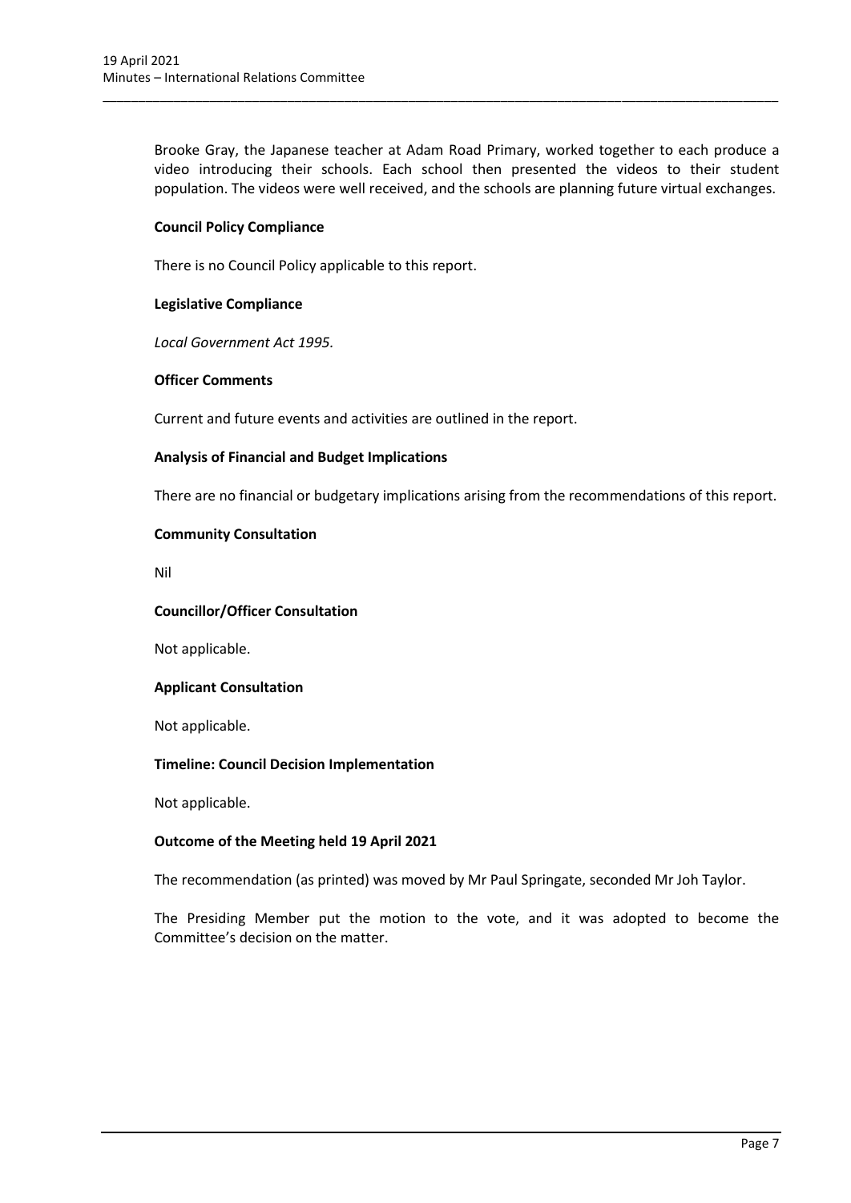Brooke Gray, the Japanese teacher at Adam Road Primary, worked together to each produce a video introducing their schools. Each school then presented the videos to their student population. The videos were well received, and the schools are planning future virtual exchanges.

**Council Policy Compliance**

There is no Council Policy applicable to this report.

**Legislative Compliance**

*Local Government Act 1995.*

**Officer Comments**

Current and future events and activities are outlined in the report.

**Analysis of Financial and Budget Implications**

There are no financial or budgetary implications arising from the recommendations of this report.

**Community Consultation**

Nil

**Councillor/Officer Consultation**

Not applicable.

**Applicant Consultation**

Not applicable.

**Timeline: Council Decision Implementation**

Not applicable.

**Outcome of the Meeting held 19 April 2021**

The recommendation (as printed) was moved by Mr Paul Springate, seconded Mr Joh Taylor.

The Presiding Member put the motion to the vote, and it was adopted to become the Committee's decision on the matter.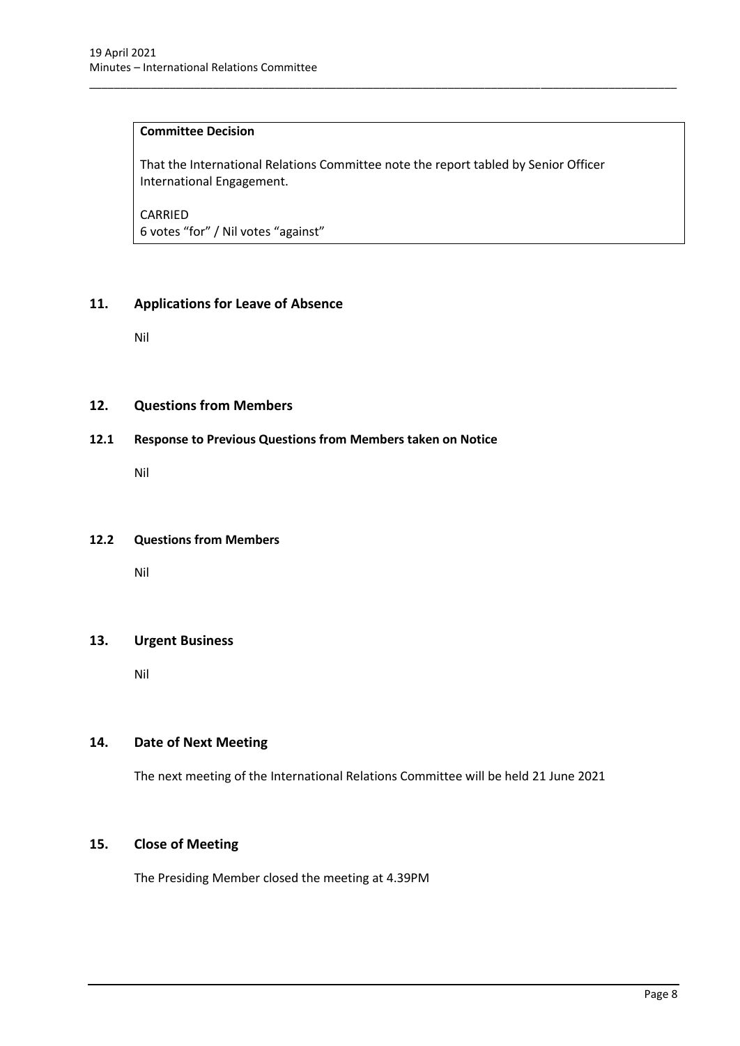**Committee Decision**

That the International Relations Committee note the report tabled by Senior Officer International Engagement.

CARRIED
6 votes "for" / Nil votes "against"

## 11. Applications for Leave of Absence

Nil

## 12. Questions from Members

### 12.1 Response to Previous Questions from Members taken on Notice

Nil

### 12.2 Questions from Members

Nil

## 13. Urgent Business

Nil

## 14. Date of Next Meeting

The next meeting of the International Relations Committee will be held 21 June 2021

## 15. Close of Meeting

The Presiding Member closed the meeting at 4.39PM